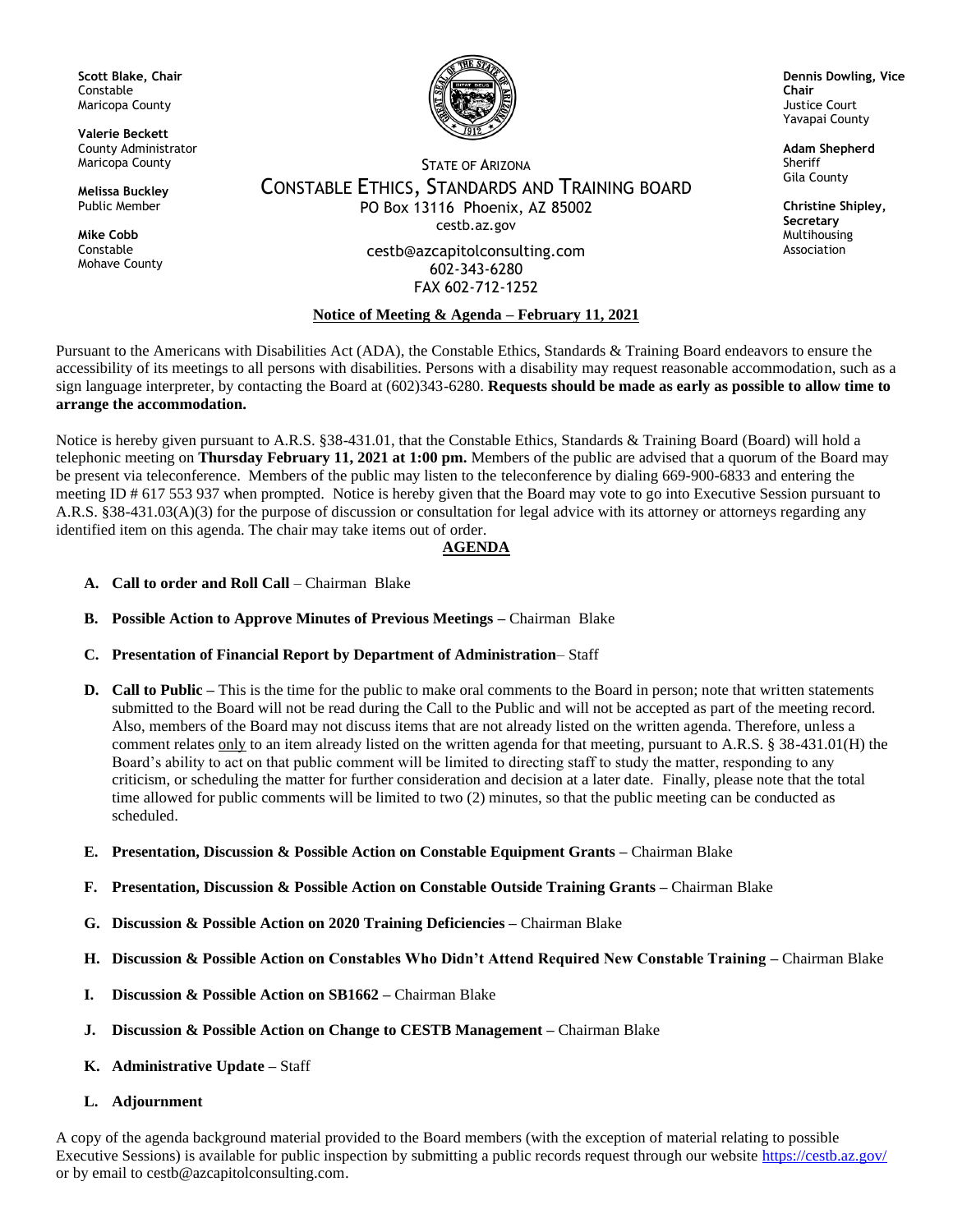**Scott Blake, Chair**
Constable
Maricopa County

**Valerie Beckett**
County Administrator
Maricopa County

**Melissa Buckley**
Public Member

**Mike Cobb**
Constable
Mohave County

STATE OF ARIZONA
CONSTABLE ETHICS, STANDARDS AND TRAINING BOARD
PO Box 13116 Phoenix, AZ 85002
cestb.az.gov

cestb@azcapitolconsulting.com
602-343-6280
FAX 602-712-1252

**Dennis Dowling, Vice Chair**
Justice Court
Yavapai County

**Adam Shepherd**
Sheriff
Gila County

**Christine Shipley, Secretary**
Multihousing Association

**Notice of Meeting & Agenda – February 11, 2021**

Pursuant to the Americans with Disabilities Act (ADA), the Constable Ethics, Standards & Training Board endeavors to ensure the accessibility of its meetings to all persons with disabilities. Persons with a disability may request reasonable accommodation, such as a sign language interpreter, by contacting the Board at (602)343-6280. **Requests should be made as early as possible to allow time to arrange the accommodation.**

Notice is hereby given pursuant to A.R.S. §38-431.01, that the Constable Ethics, Standards & Training Board (Board) will hold a telephonic meeting on **Thursday February 11, 2021 at 1:00 pm.** Members of the public are advised that a quorum of the Board may be present via teleconference. Members of the public may listen to the teleconference by dialing 669-900-6833 and entering the meeting ID # 617 553 937 when prompted. Notice is hereby given that the Board may vote to go into Executive Session pursuant to A.R.S. §38-431.03(A)(3) for the purpose of discussion or consultation for legal advice with its attorney or attorneys regarding any identified item on this agenda. The chair may take items out of order.

**AGENDA**

- **A. Call to order and Roll Call** – Chairman Blake
- **B. Possible Action to Approve Minutes of Previous Meetings –** Chairman Blake
- **C. Presentation of Financial Report by Department of Administration**– Staff
- **D. Call to Public –** This is the time for the public to make oral comments to the Board in person; note that written statements submitted to the Board will not be read during the Call to the Public and will not be accepted as part of the meeting record. Also, members of the Board may not discuss items that are not already listed on the written agenda. Therefore, unless a comment relates only to an item already listed on the written agenda for that meeting, pursuant to A.R.S. § 38-431.01(H) the Board's ability to act on that public comment will be limited to directing staff to study the matter, responding to any criticism, or scheduling the matter for further consideration and decision at a later date. Finally, please note that the total time allowed for public comments will be limited to two (2) minutes, so that the public meeting can be conducted as scheduled.
- **E. Presentation, Discussion & Possible Action on Constable Equipment Grants –** Chairman Blake
- **F. Presentation, Discussion & Possible Action on Constable Outside Training Grants –** Chairman Blake
- **G. Discussion & Possible Action on 2020 Training Deficiencies –** Chairman Blake
- **H. Discussion & Possible Action on Constables Who Didn't Attend Required New Constable Training –** Chairman Blake
- **I. Discussion & Possible Action on SB1662 –** Chairman Blake
- **J. Discussion & Possible Action on Change to CESTB Management –** Chairman Blake
- **K. Administrative Update –** Staff
- **L. Adjournment**

A copy of the agenda background material provided to the Board members (with the exception of material relating to possible Executive Sessions) is available for public inspection by submitting a public records request through our website https://cestb.az.gov/ or by email to cestb@azcapitolconsulting.com.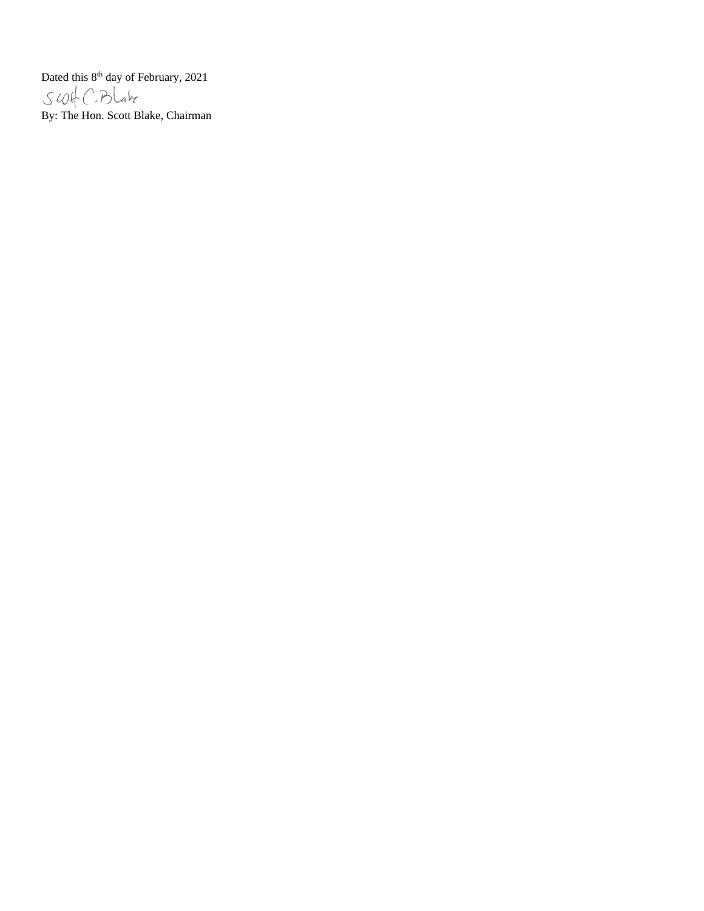Dated this 8th day of February, 2021

Scott C. Blake

By: The Hon. Scott Blake, Chairman